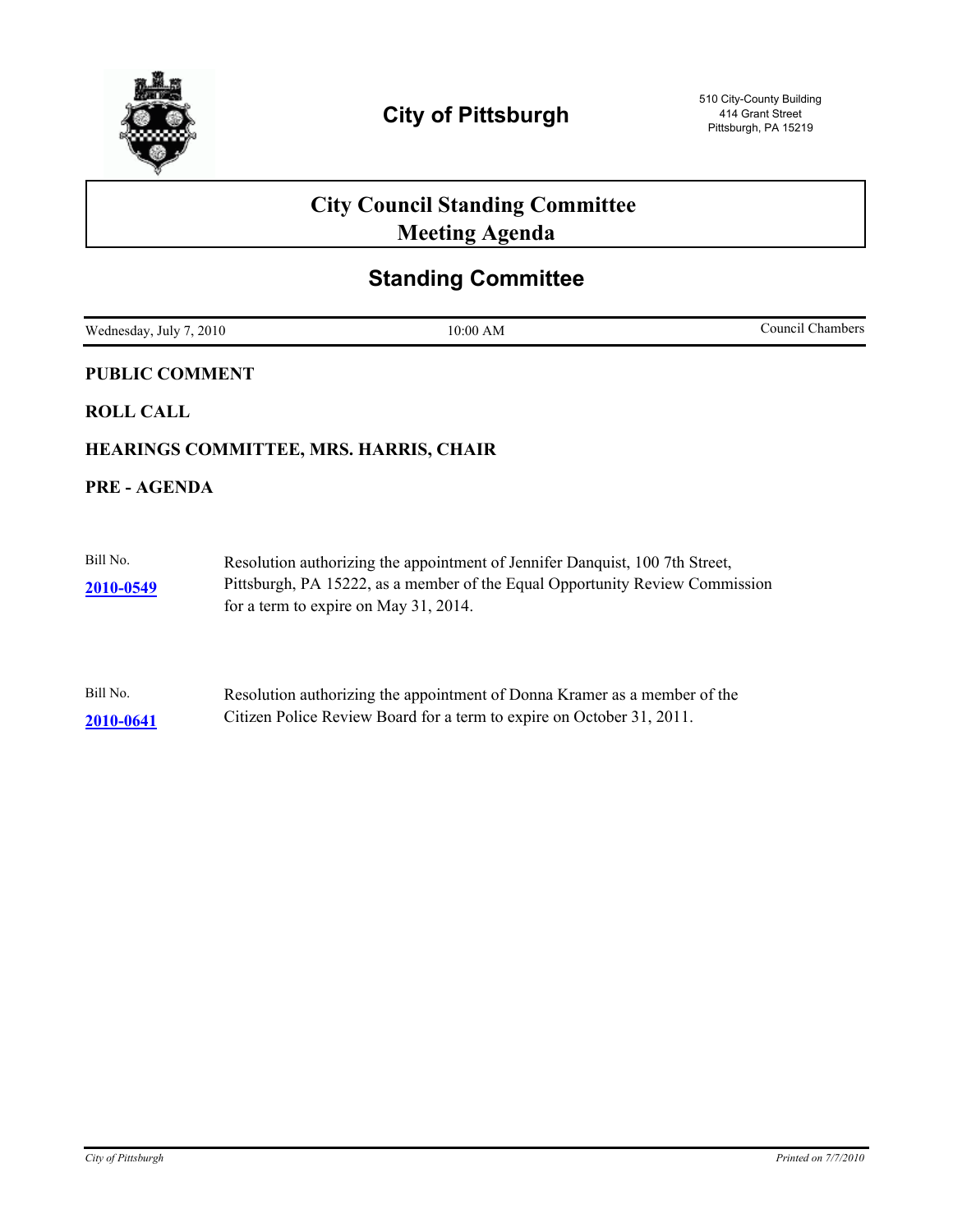# City of Pittsburgh

510 City-County Building
414 Grant Street
Pittsburgh, PA 15219

## City Council Standing Committee Meeting Agenda

## Standing Committee

Wednesday, July 7, 2010 | 10:00 AM | Council Chambers

**PUBLIC COMMENT**

**ROLL CALL**

**HEARINGS COMMITTEE, MRS. HARRIS, CHAIR**

**PRE - AGENDA**

Bill No. **2010-0549**

Resolution authorizing the appointment of Jennifer Danquist, 100 7th Street, Pittsburgh, PA 15222, as a member of the Equal Opportunity Review Commission for a term to expire on May 31, 2014.

Bill No. **2010-0641**

Resolution authorizing the appointment of Donna Kramer as a member of the Citizen Police Review Board for a term to expire on October 31, 2011.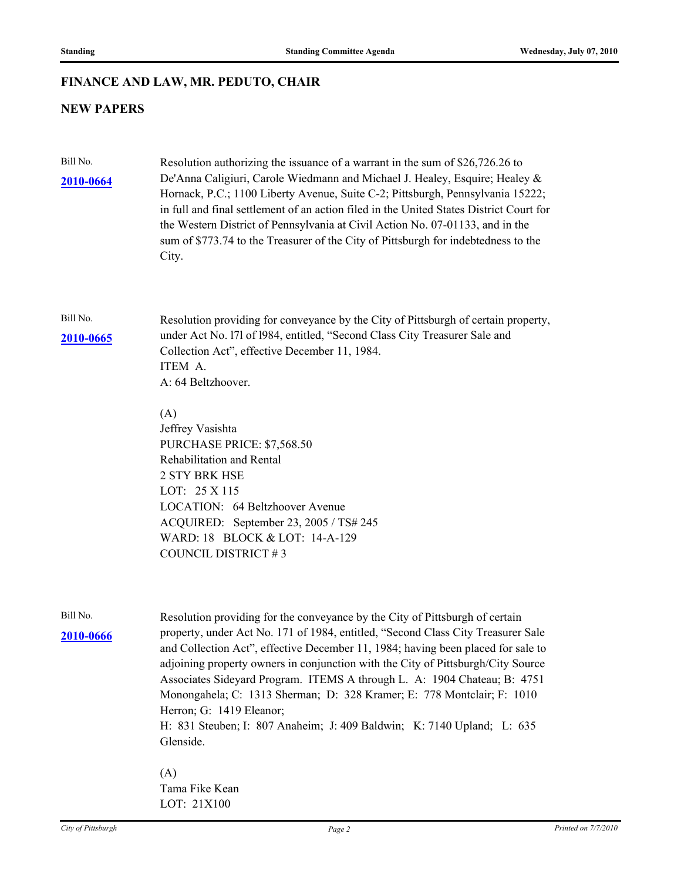## FINANCE AND LAW, MR. PEDUTO, CHAIR

## NEW PAPERS

Bill No.

**2010-0664**

Resolution authorizing the issuance of a warrant in the sum of $26,726.26 to De'Anna Caligiuri, Carole Wiedmann and Michael J. Healey, Esquire; Healey & Hornack, P.C.; 1100 Liberty Avenue, Suite C-2; Pittsburgh, Pennsylvania 15222; in full and final settlement of an action filed in the United States District Court for the Western District of Pennsylvania at Civil Action No. 07-01133, and in the sum of $773.74 to the Treasurer of the City of Pittsburgh for indebtedness to the City.

Bill No.

**2010-0665**

Resolution providing for conveyance by the City of Pittsburgh of certain property, under Act No. l7l of l984, entitled, "Second Class City Treasurer Sale and Collection Act", effective December 11, 1984.
ITEM A.
A: 64 Beltzhoover.

(A)
Jeffrey Vasishta
PURCHASE PRICE: $7,568.50
Rehabilitation and Rental
2 STY BRK HSE
LOT: 25 X 115
LOCATION: 64 Beltzhoover Avenue
ACQUIRED: September 23, 2005 / TS# 245
WARD: 18 BLOCK & LOT: 14-A-129
COUNCIL DISTRICT # 3

Bill No.

**2010-0666**

Resolution providing for the conveyance by the City of Pittsburgh of certain property, under Act No. 171 of 1984, entitled, "Second Class City Treasurer Sale and Collection Act", effective December 11, 1984; having been placed for sale to adjoining property owners in conjunction with the City of Pittsburgh/City Source Associates Sideyard Program. ITEMS A through L. A: 1904 Chateau; B: 4751 Monongahela; C: 1313 Sherman; D: 328 Kramer; E: 778 Montclair; F: 1010 Herron; G: 1419 Eleanor;
H: 831 Steuben; I: 807 Anaheim; J: 409 Baldwin; K: 7140 Upland; L: 635 Glenside.

(A)
Tama Fike Kean
LOT: 21X100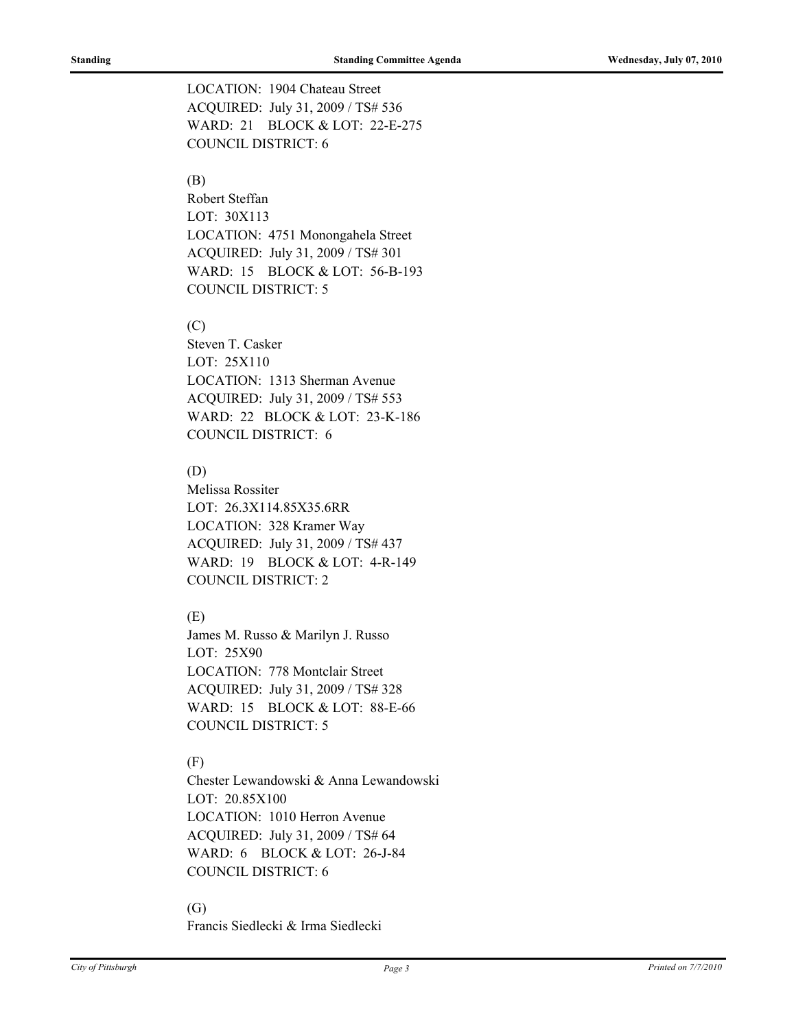LOCATION: 1904 Chateau Street
ACQUIRED: July 31, 2009 / TS# 536
WARD: 21 BLOCK & LOT: 22-E-275
COUNCIL DISTRICT: 6

(B)
Robert Steffan
LOT: 30X113
LOCATION: 4751 Monongahela Street
ACQUIRED: July 31, 2009 / TS# 301
WARD: 15 BLOCK & LOT: 56-B-193
COUNCIL DISTRICT: 5

(C)
Steven T. Casker
LOT: 25X110
LOCATION: 1313 Sherman Avenue
ACQUIRED: July 31, 2009 / TS# 553
WARD: 22 BLOCK & LOT: 23-K-186
COUNCIL DISTRICT: 6

(D)
Melissa Rossiter
LOT: 26.3X114.85X35.6RR
LOCATION: 328 Kramer Way
ACQUIRED: July 31, 2009 / TS# 437
WARD: 19 BLOCK & LOT: 4-R-149
COUNCIL DISTRICT: 2

(E)
James M. Russo & Marilyn J. Russo
LOT: 25X90
LOCATION: 778 Montclair Street
ACQUIRED: July 31, 2009 / TS# 328
WARD: 15 BLOCK & LOT: 88-E-66
COUNCIL DISTRICT: 5

(F)
Chester Lewandowski & Anna Lewandowski
LOT: 20.85X100
LOCATION: 1010 Herron Avenue
ACQUIRED: July 31, 2009 / TS# 64
WARD: 6 BLOCK & LOT: 26-J-84
COUNCIL DISTRICT: 6

(G)
Francis Siedlecki & Irma Siedlecki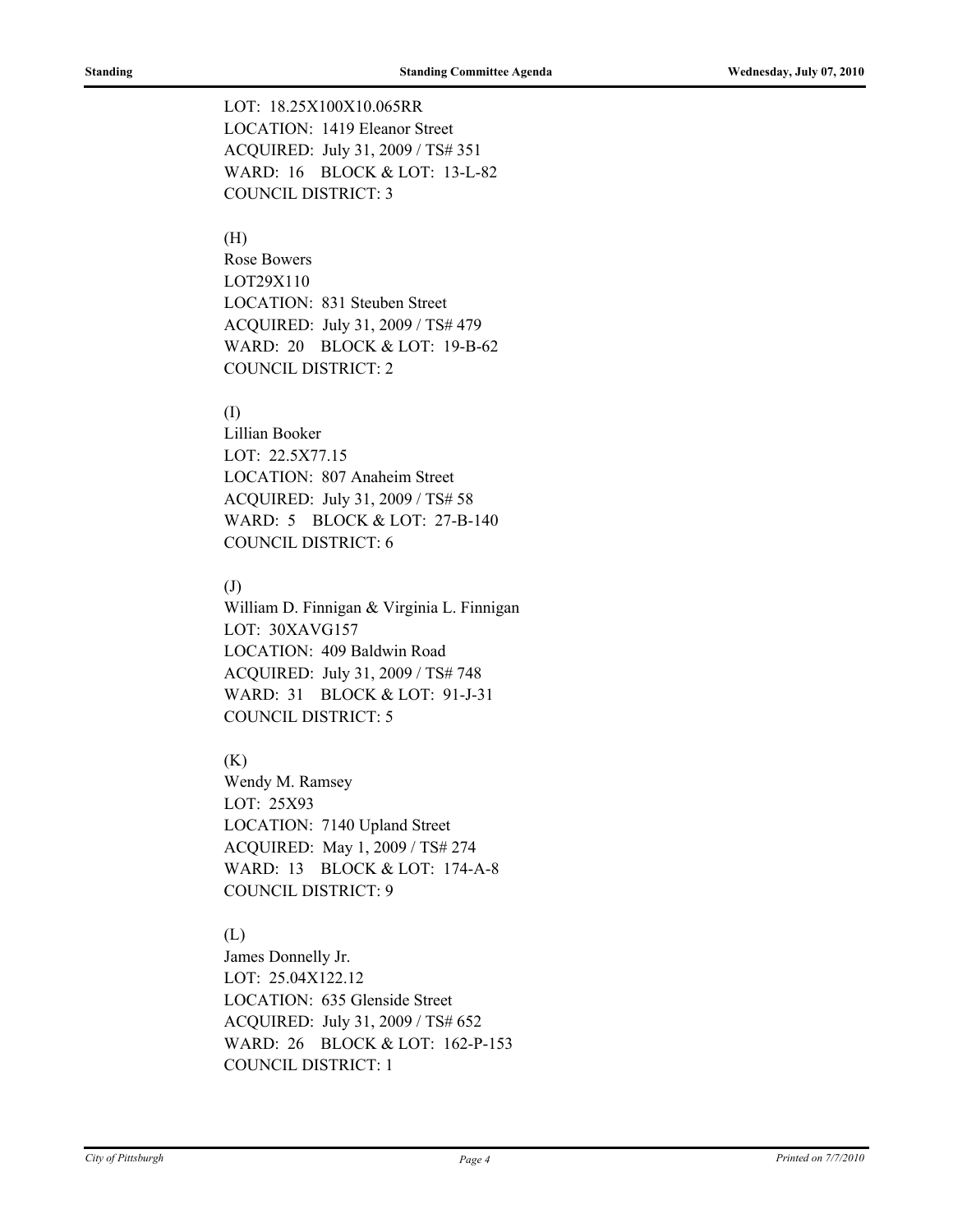LOT: 18.25X100X10.065RR
LOCATION: 1419 Eleanor Street
ACQUIRED: July 31, 2009 / TS# 351
WARD: 16 BLOCK & LOT: 13-L-82
COUNCIL DISTRICT: 3

(H)
Rose Bowers
LOT29X110
LOCATION: 831 Steuben Street
ACQUIRED: July 31, 2009 / TS# 479
WARD: 20 BLOCK & LOT: 19-B-62
COUNCIL DISTRICT: 2

(I)
Lillian Booker
LOT: 22.5X77.15
LOCATION: 807 Anaheim Street
ACQUIRED: July 31, 2009 / TS# 58
WARD: 5 BLOCK & LOT: 27-B-140
COUNCIL DISTRICT: 6

(J)
William D. Finnigan & Virginia L. Finnigan
LOT: 30XAVG157
LOCATION: 409 Baldwin Road
ACQUIRED: July 31, 2009 / TS# 748
WARD: 31 BLOCK & LOT: 91-J-31
COUNCIL DISTRICT: 5

(K)
Wendy M. Ramsey
LOT: 25X93
LOCATION: 7140 Upland Street
ACQUIRED: May 1, 2009 / TS# 274
WARD: 13 BLOCK & LOT: 174-A-8
COUNCIL DISTRICT: 9

(L)
James Donnelly Jr.
LOT: 25.04X122.12
LOCATION: 635 Glenside Street
ACQUIRED: July 31, 2009 / TS# 652
WARD: 26 BLOCK & LOT: 162-P-153
COUNCIL DISTRICT: 1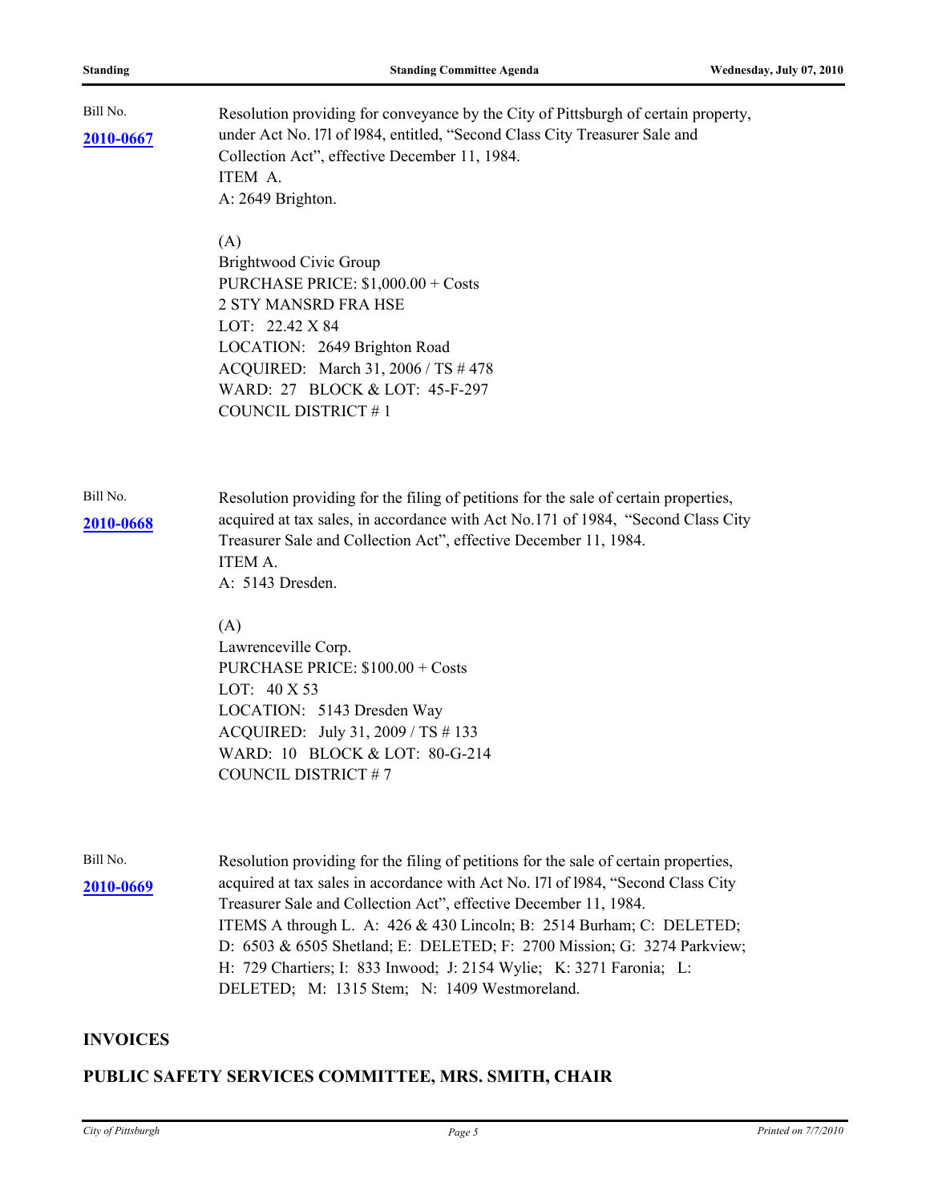Bill No.

**2010-0667**

Resolution providing for conveyance by the City of Pittsburgh of certain property, under Act No. l7l of l984, entitled, "Second Class City Treasurer Sale and Collection Act", effective December 11, 1984.
ITEM A.
A: 2649 Brighton.

(A)
Brightwood Civic Group
PURCHASE PRICE: $1,000.00 + Costs
2 STY MANSRD FRA HSE
LOT: 22.42 X 84
LOCATION: 2649 Brighton Road
ACQUIRED: March 31, 2006 / TS # 478
WARD: 27 BLOCK & LOT: 45-F-297
COUNCIL DISTRICT # 1

Bill No.

**2010-0668**

Resolution providing for the filing of petitions for the sale of certain properties, acquired at tax sales, in accordance with Act No.171 of 1984, "Second Class City Treasurer Sale and Collection Act", effective December 11, 1984.
ITEM A.
A: 5143 Dresden.

(A)
Lawrenceville Corp.
PURCHASE PRICE: $100.00 + Costs
LOT: 40 X 53
LOCATION: 5143 Dresden Way
ACQUIRED: July 31, 2009 / TS # 133
WARD: 10 BLOCK & LOT: 80-G-214
COUNCIL DISTRICT # 7

Bill No.

**2010-0669**

Resolution providing for the filing of petitions for the sale of certain properties, acquired at tax sales in accordance with Act No. l7l of l984, "Second Class City Treasurer Sale and Collection Act", effective December 11, 1984.
ITEMS A through L. A: 426 & 430 Lincoln; B: 2514 Burham; C: DELETED; D: 6503 & 6505 Shetland; E: DELETED; F: 2700 Mission; G: 3274 Parkview; H: 729 Chartiers; I: 833 Inwood; J: 2154 Wylie; K: 3271 Faronia; L: DELETED; M: 1315 Stem; N: 1409 Westmoreland.

## INVOICES

## PUBLIC SAFETY SERVICES COMMITTEE, MRS. SMITH, CHAIR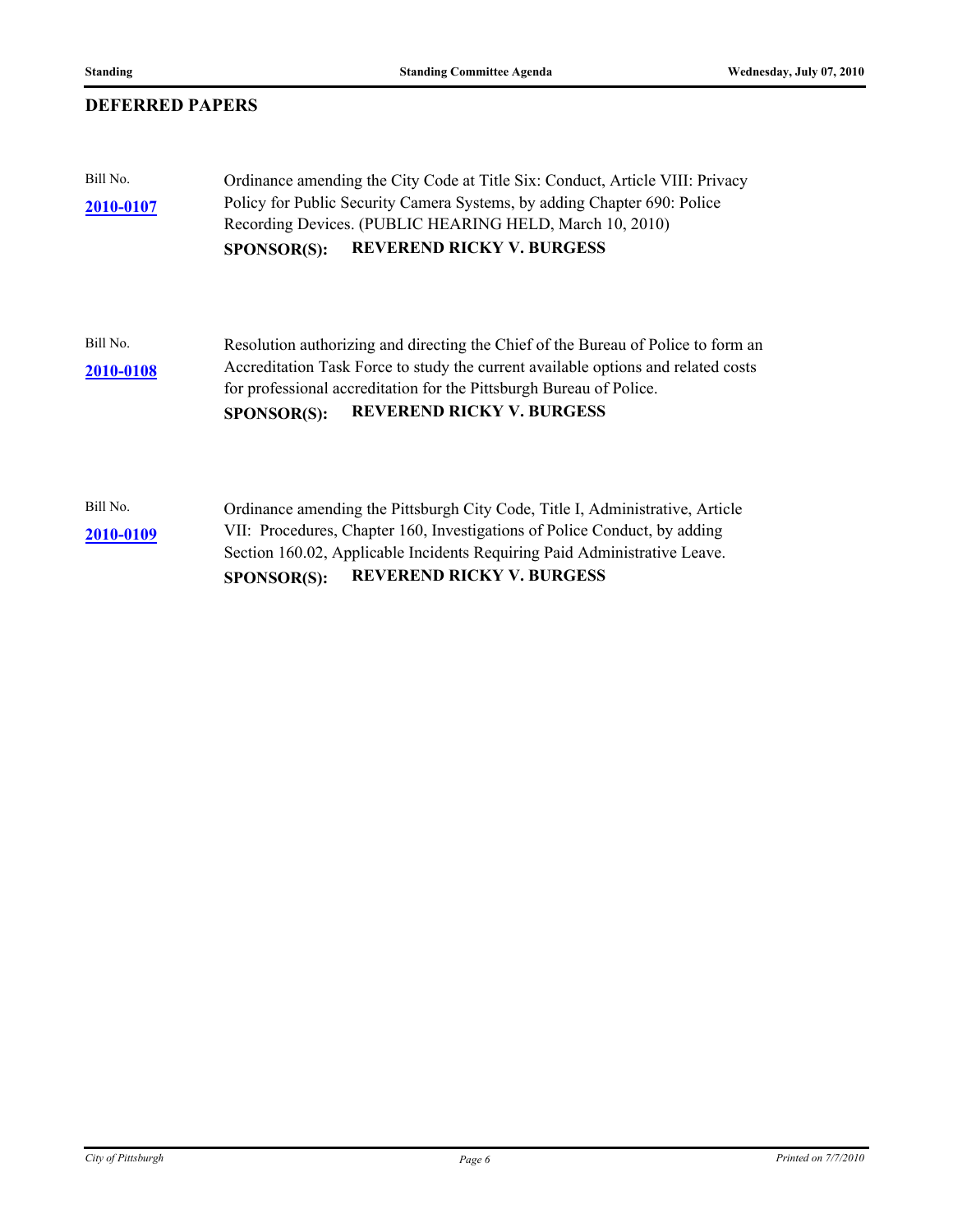## DEFERRED PAPERS

Bill No. **2010-0107**

Ordinance amending the City Code at Title Six: Conduct, Article VIII: Privacy Policy for Public Security Camera Systems, by adding Chapter 690: Police Recording Devices. (PUBLIC HEARING HELD, March 10, 2010)

**SPONSOR(S): REVEREND RICKY V. BURGESS**

Bill No. **2010-0108**

Resolution authorizing and directing the Chief of the Bureau of Police to form an Accreditation Task Force to study the current available options and related costs for professional accreditation for the Pittsburgh Bureau of Police.

**SPONSOR(S): REVEREND RICKY V. BURGESS**

Bill No. **2010-0109**

Ordinance amending the Pittsburgh City Code, Title I, Administrative, Article VII: Procedures, Chapter 160, Investigations of Police Conduct, by adding Section 160.02, Applicable Incidents Requiring Paid Administrative Leave.

**SPONSOR(S): REVEREND RICKY V. BURGESS**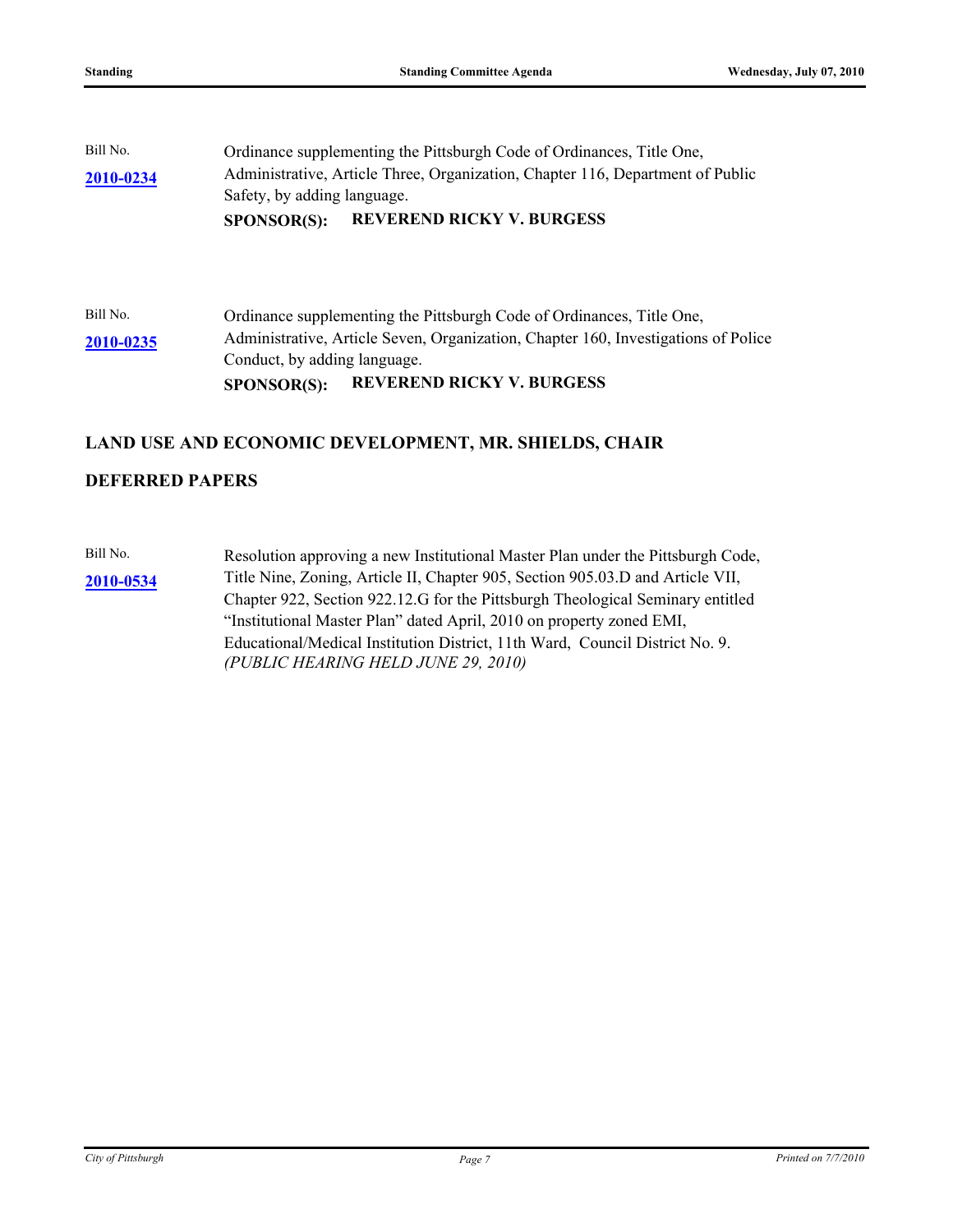Bill No.
**2010-0234**

Ordinance supplementing the Pittsburgh Code of Ordinances, Title One, Administrative, Article Three, Organization, Chapter 116, Department of Public Safety, by adding language.

**SPONSOR(S): REVEREND RICKY V. BURGESS**

Bill No.
**2010-0235**

Ordinance supplementing the Pittsburgh Code of Ordinances, Title One, Administrative, Article Seven, Organization, Chapter 160, Investigations of Police Conduct, by adding language.

**SPONSOR(S): REVEREND RICKY V. BURGESS**

## LAND USE AND ECONOMIC DEVELOPMENT, MR. SHIELDS, CHAIR

## DEFERRED PAPERS

Bill No.
**2010-0534**

Resolution approving a new Institutional Master Plan under the Pittsburgh Code, Title Nine, Zoning, Article II, Chapter 905, Section 905.03.D and Article VII, Chapter 922, Section 922.12.G for the Pittsburgh Theological Seminary entitled "Institutional Master Plan" dated April, 2010 on property zoned EMI, Educational/Medical Institution District, 11th Ward, Council District No. 9.
*(PUBLIC HEARING HELD JUNE 29, 2010)*